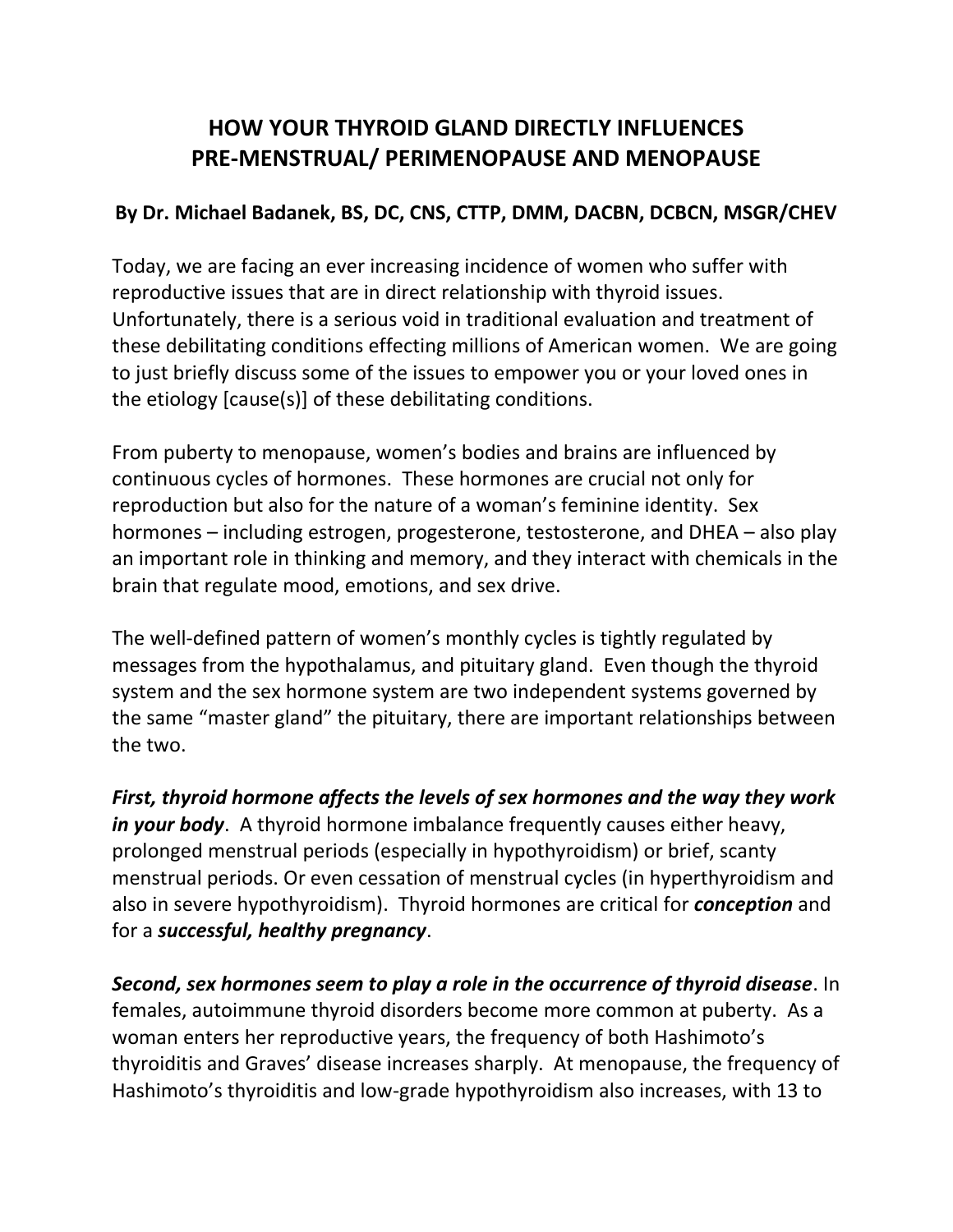# HOW YOUR THYROID GLAND DIRECTLY INFLUENCES PRE-MENSTRUAL/ PERIMENOPAUSE AND MENOPAUSE

**By Dr. Michael Badanek, BS, DC, CNS, CTTP, DMM, DACBN, DCBCN, MSGR/CHEV**

Today, we are facing an ever increasing incidence of women who suffer with reproductive issues that are in direct relationship with thyroid issues. Unfortunately, there is a serious void in traditional evaluation and treatment of these debilitating conditions effecting millions of American women. We are going to just briefly discuss some of the issues to empower you or your loved ones in the etiology [cause(s)] of these debilitating conditions.

From puberty to menopause, women's bodies and brains are influenced by continuous cycles of hormones. These hormones are crucial not only for reproduction but also for the nature of a woman's feminine identity. Sex hormones – including estrogen, progesterone, testosterone, and DHEA – also play an important role in thinking and memory, and they interact with chemicals in the brain that regulate mood, emotions, and sex drive.

The well-defined pattern of women's monthly cycles is tightly regulated by messages from the hypothalamus, and pituitary gland. Even though the thyroid system and the sex hormone system are two independent systems governed by the same "master gland" the pituitary, there are important relationships between the two.

***First, thyroid hormone affects the levels of sex hormones and the way they work in your body***. A thyroid hormone imbalance frequently causes either heavy, prolonged menstrual periods (especially in hypothyroidism) or brief, scanty menstrual periods. Or even cessation of menstrual cycles (in hyperthyroidism and also in severe hypothyroidism). Thyroid hormones are critical for ***conception*** and for a ***successful, healthy pregnancy***.

***Second, sex hormones seem to play a role in the occurrence of thyroid disease***. In females, autoimmune thyroid disorders become more common at puberty. As a woman enters her reproductive years, the frequency of both Hashimoto's thyroiditis and Graves' disease increases sharply. At menopause, the frequency of Hashimoto's thyroiditis and low-grade hypothyroidism also increases, with 13 to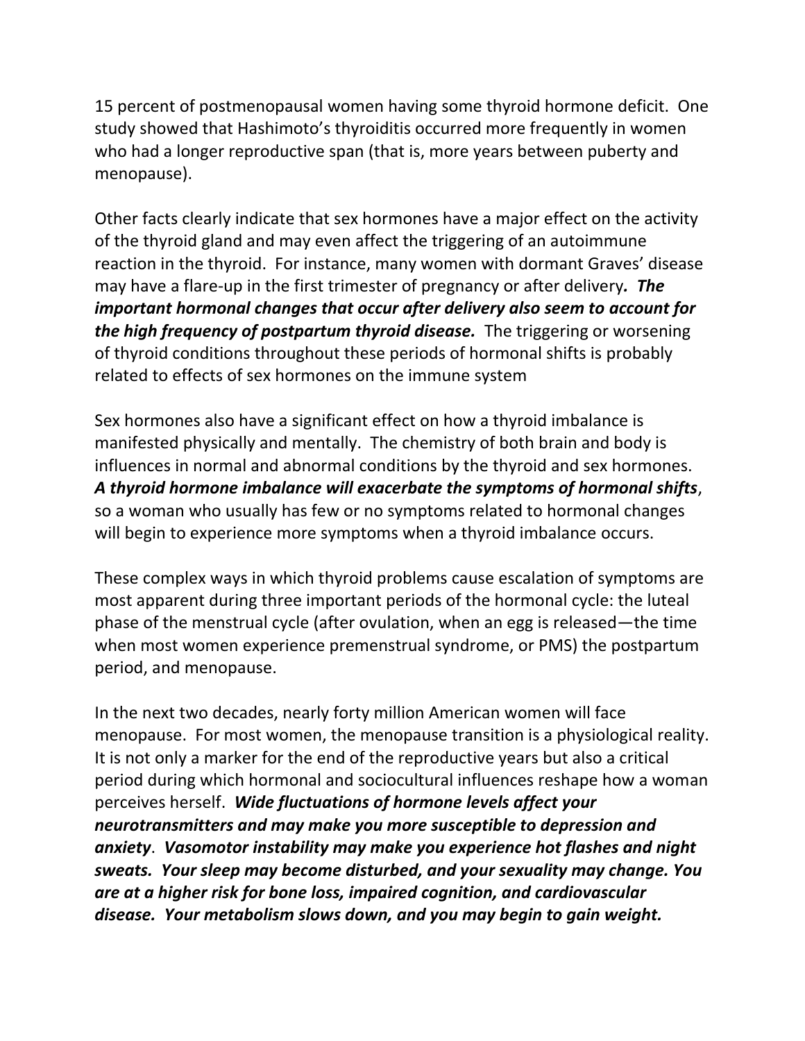15 percent of postmenopausal women having some thyroid hormone deficit. One study showed that Hashimoto's thyroiditis occurred more frequently in women who had a longer reproductive span (that is, more years between puberty and menopause).

Other facts clearly indicate that sex hormones have a major effect on the activity of the thyroid gland and may even affect the triggering of an autoimmune reaction in the thyroid. For instance, many women with dormant Graves' disease may have a flare-up in the first trimester of pregnancy or after delivery***. The important hormonal changes that occur after delivery also seem to account for the high frequency of postpartum thyroid disease.*** The triggering or worsening of thyroid conditions throughout these periods of hormonal shifts is probably related to effects of sex hormones on the immune system

Sex hormones also have a significant effect on how a thyroid imbalance is manifested physically and mentally. The chemistry of both brain and body is influences in normal and abnormal conditions by the thyroid and sex hormones. ***A thyroid hormone imbalance will exacerbate the symptoms of hormonal shifts***, so a woman who usually has few or no symptoms related to hormonal changes will begin to experience more symptoms when a thyroid imbalance occurs.

These complex ways in which thyroid problems cause escalation of symptoms are most apparent during three important periods of the hormonal cycle: the luteal phase of the menstrual cycle (after ovulation, when an egg is released—the time when most women experience premenstrual syndrome, or PMS) the postpartum period, and menopause.

In the next two decades, nearly forty million American women will face menopause. For most women, the menopause transition is a physiological reality. It is not only a marker for the end of the reproductive years but also a critical period during which hormonal and sociocultural influences reshape how a woman perceives herself. ***Wide fluctuations of hormone levels affect your neurotransmitters and may make you more susceptible to depression and anxiety***. ***Vasomotor instability may make you experience hot flashes and night sweats. Your sleep may become disturbed, and your sexuality may change. You are at a higher risk for bone loss, impaired cognition, and cardiovascular disease. Your metabolism slows down, and you may begin to gain weight.***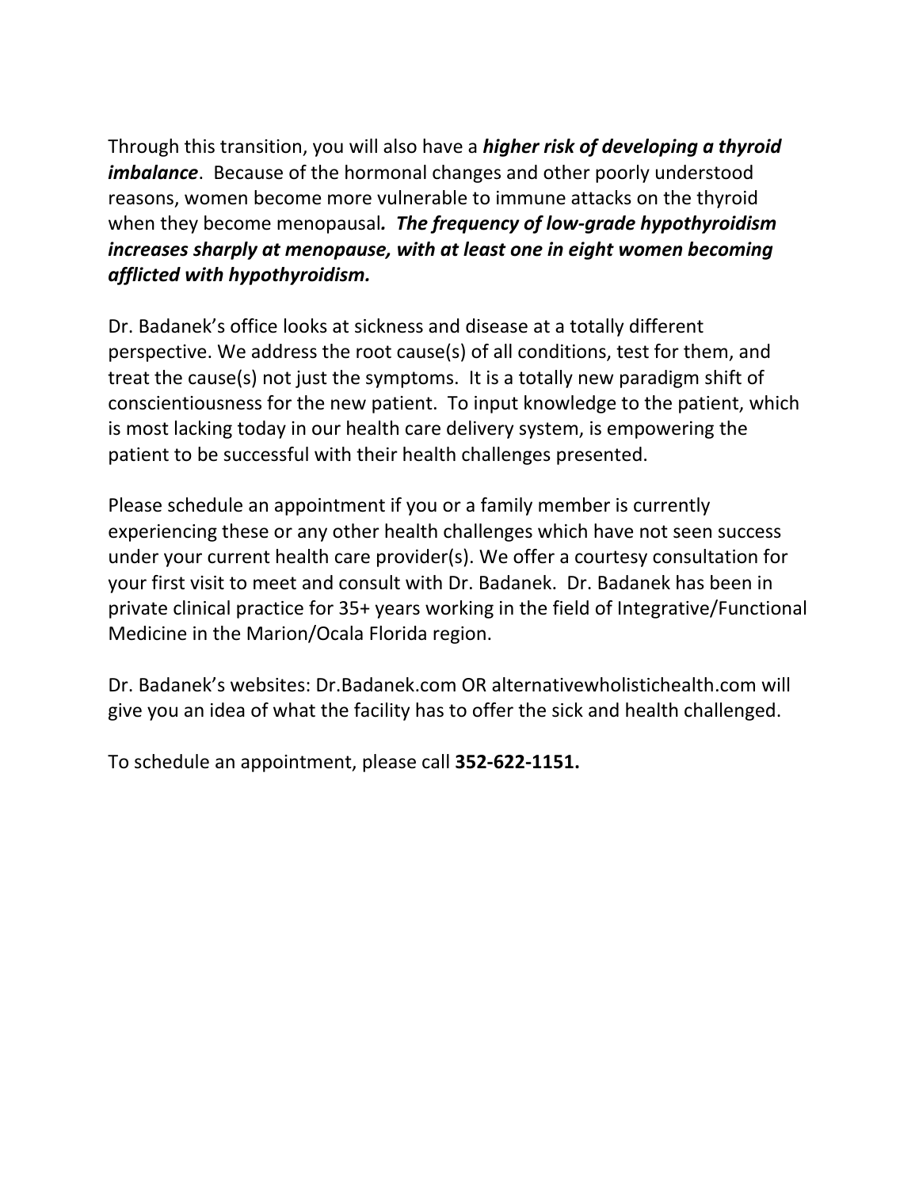Through this transition, you will also have a ***higher risk of developing a thyroid imbalance***. Because of the hormonal changes and other poorly understood reasons, women become more vulnerable to immune attacks on the thyroid when they become menopausal***. The frequency of low-grade hypothyroidism increases sharply at menopause, with at least one in eight women becoming afflicted with hypothyroidism.***

Dr. Badanek's office looks at sickness and disease at a totally different perspective. We address the root cause(s) of all conditions, test for them, and treat the cause(s) not just the symptoms. It is a totally new paradigm shift of conscientiousness for the new patient. To input knowledge to the patient, which is most lacking today in our health care delivery system, is empowering the patient to be successful with their health challenges presented.

Please schedule an appointment if you or a family member is currently experiencing these or any other health challenges which have not seen success under your current health care provider(s). We offer a courtesy consultation for your first visit to meet and consult with Dr. Badanek. Dr. Badanek has been in private clinical practice for 35+ years working in the field of Integrative/Functional Medicine in the Marion/Ocala Florida region.

Dr. Badanek's websites: Dr.Badanek.com OR alternativewholistichealth.com will give you an idea of what the facility has to offer the sick and health challenged.

To schedule an appointment, please call **352-622-1151.**